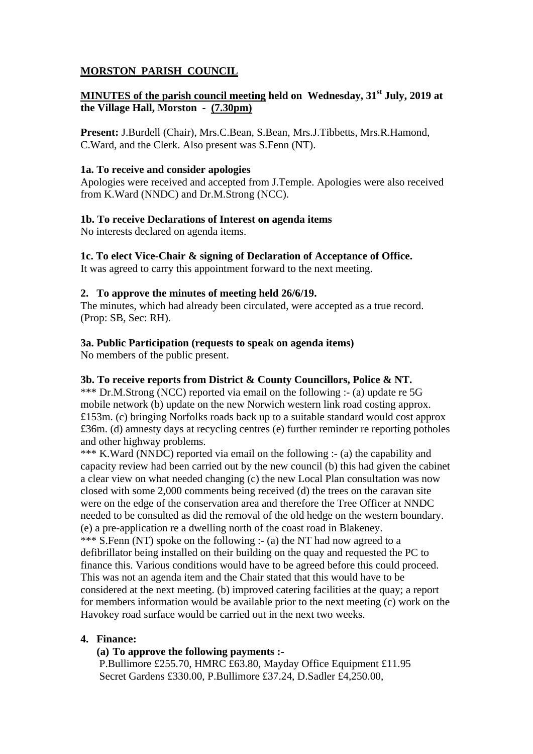# MORSTON PARISH COUNCIL

**MINUTES of the parish council meeting held on Wednesday, 31st July, 2019 at the Village Hall, Morston - (7.30pm)**

**Present:** J.Burdell (Chair), Mrs.C.Bean, S.Bean, Mrs.J.Tibbetts, Mrs.R.Hamond, C.Ward, and the Clerk. Also present was S.Fenn (NT).

**1a. To receive and consider apologies**

Apologies were received and accepted from J.Temple. Apologies were also received from K.Ward (NNDC) and Dr.M.Strong (NCC).

**1b. To receive Declarations of Interest on agenda items**

No interests declared on agenda items.

**1c. To elect Vice-Chair & signing of Declaration of Acceptance of Office.**

It was agreed to carry this appointment forward to the next meeting.

**2. To approve the minutes of meeting held 26/6/19.**

The minutes, which had already been circulated, were accepted as a true record. (Prop: SB, Sec: RH).

**3a. Public Participation (requests to speak on agenda items)**

No members of the public present.

**3b. To receive reports from District & County Councillors, Police & NT.**

*** Dr.M.Strong (NCC) reported via email on the following :- (a) update re 5G mobile network (b) update on the new Norwich western link road costing approx. £153m. (c) bringing Norfolks roads back up to a suitable standard would cost approx £36m. (d) amnesty days at recycling centres (e) further reminder re reporting potholes and other highway problems.

*** K.Ward (NNDC) reported via email on the following :- (a) the capability and capacity review had been carried out by the new council (b) this had given the cabinet a clear view on what needed changing (c) the new Local Plan consultation was now closed with some 2,000 comments being received (d) the trees on the caravan site were on the edge of the conservation area and therefore the Tree Officer at NNDC needed to be consulted as did the removal of the old hedge on the western boundary. (e) a pre-application re a dwelling north of the coast road in Blakeney.

*** S.Fenn (NT) spoke on the following :- (a) the NT had now agreed to a defibrillator being installed on their building on the quay and requested the PC to finance this. Various conditions would have to be agreed before this could proceed. This was not an agenda item and the Chair stated that this would have to be considered at the next meeting. (b) improved catering facilities at the quay; a report for members information would be available prior to the next meeting (c) work on the Havokey road surface would be carried out in the next two weeks.

**4. Finance:**

**(a) To approve the following payments :-**

P.Bullimore £255.70, HMRC £63.80, Mayday Office Equipment £11.95
Secret Gardens £330.00, P.Bullimore £37.24, D.Sadler £4,250.00,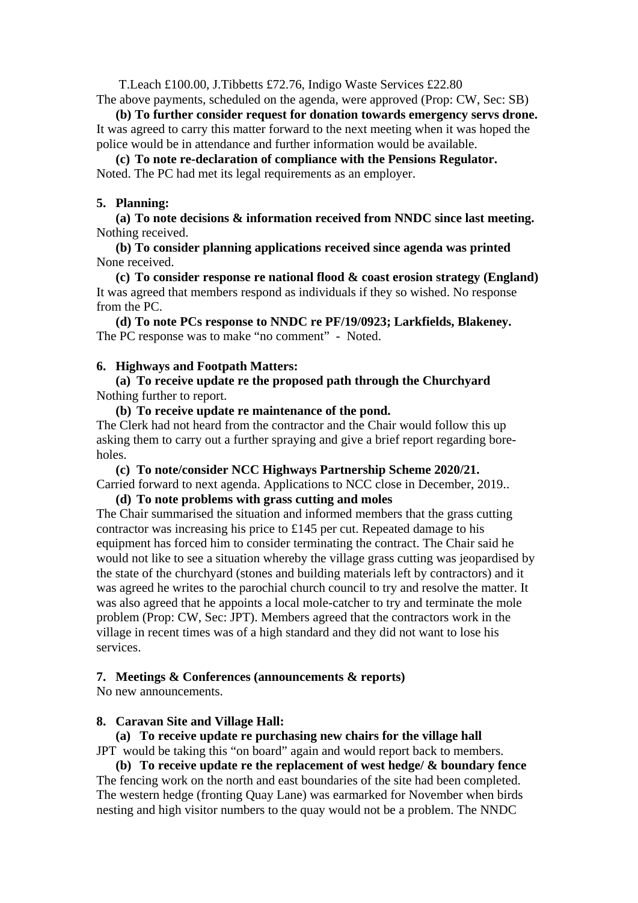T.Leach £100.00, J.Tibbetts £72.76, Indigo Waste Services £22.80
The above payments, scheduled on the agenda, were approved (Prop: CW, Sec: SB)

**(b) To further consider request for donation towards emergency servs drone.**
It was agreed to carry this matter forward to the next meeting when it was hoped the police would be in attendance and further information would be available.

**(c) To note re-declaration of compliance with the Pensions Regulator.**
Noted. The PC had met its legal requirements as an employer.

**5. Planning:**

**(a) To note decisions & information received from NNDC since last meeting.**
Nothing received.

**(b) To consider planning applications received since agenda was printed**
None received.

**(c) To consider response re national flood & coast erosion strategy (England)**
It was agreed that members respond as individuals if they so wished. No response from the PC.

**(d) To note PCs response to NNDC re PF/19/0923; Larkfields, Blakeney.**
The PC response was to make "no comment" - Noted.

**6. Highways and Footpath Matters:**

**(a) To receive update re the proposed path through the Churchyard**
Nothing further to report.

**(b) To receive update re maintenance of the pond.**
The Clerk had not heard from the contractor and the Chair would follow this up asking them to carry out a further spraying and give a brief report regarding bore-holes.

**(c) To note/consider NCC Highways Partnership Scheme 2020/21.**
Carried forward to next agenda. Applications to NCC close in December, 2019..

**(d) To note problems with grass cutting and moles**
The Chair summarised the situation and informed members that the grass cutting contractor was increasing his price to £145 per cut. Repeated damage to his equipment has forced him to consider terminating the contract. The Chair said he would not like to see a situation whereby the village grass cutting was jeopardised by the state of the churchyard (stones and building materials left by contractors) and it was agreed he writes to the parochial church council to try and resolve the matter. It was also agreed that he appoints a local mole-catcher to try and terminate the mole problem (Prop: CW, Sec: JPT). Members agreed that the contractors work in the village in recent times was of a high standard and they did not want to lose his services.

**7. Meetings & Conferences (announcements & reports)**
No new announcements.

**8. Caravan Site and Village Hall:**

**(a) To receive update re purchasing new chairs for the village hall**
JPT would be taking this "on board" again and would report back to members.

**(b) To receive update re the replacement of west hedge/ & boundary fence**
The fencing work on the north and east boundaries of the site had been completed. The western hedge (fronting Quay Lane) was earmarked for November when birds nesting and high visitor numbers to the quay would not be a problem. The NNDC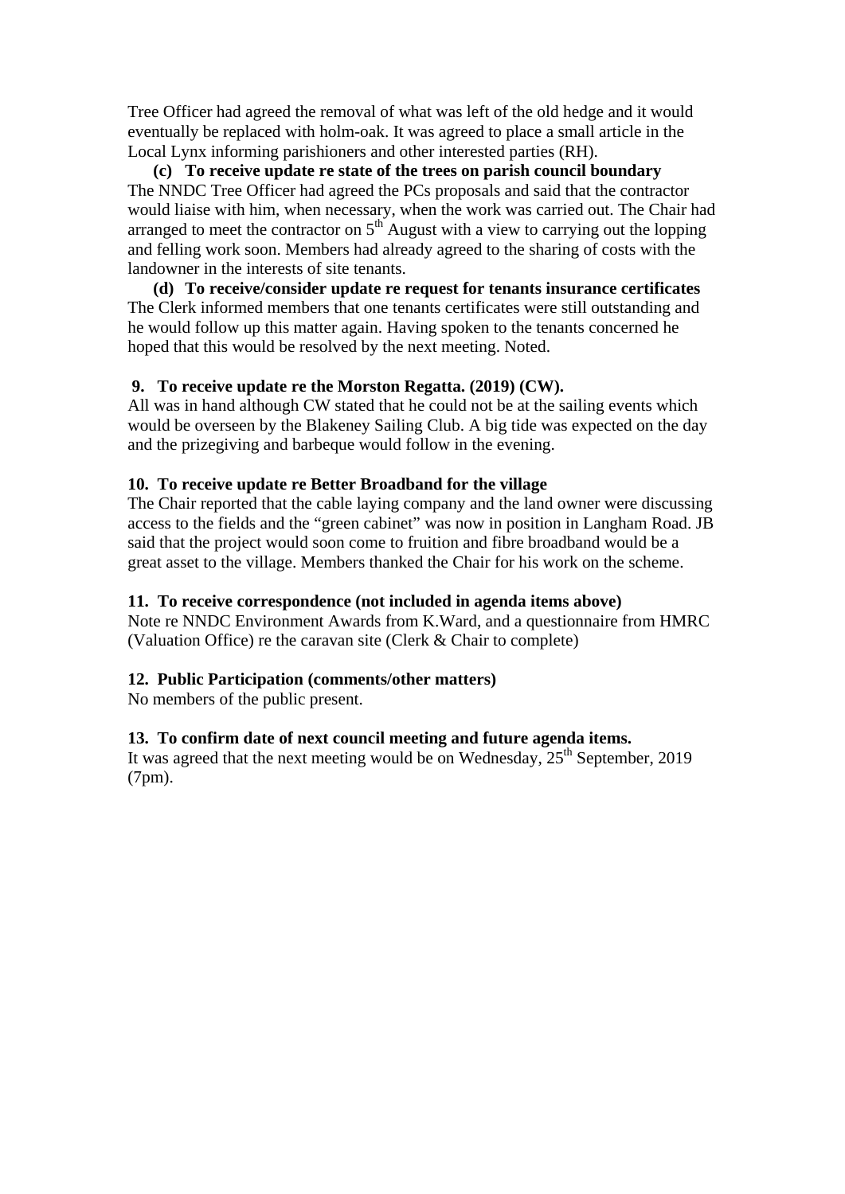Tree Officer had agreed the removal of what was left of the old hedge and it would eventually be replaced with holm-oak. It was agreed to place a small article in the Local Lynx informing parishioners and other interested parties (RH).

**(c) To receive update re state of the trees on parish council boundary**

The NNDC Tree Officer had agreed the PCs proposals and said that the contractor would liaise with him, when necessary, when the work was carried out. The Chair had arranged to meet the contractor on 5th August with a view to carrying out the lopping and felling work soon. Members had already agreed to the sharing of costs with the landowner in the interests of site tenants.

**(d) To receive/consider update re request for tenants insurance certificates**

The Clerk informed members that one tenants certificates were still outstanding and he would follow up this matter again. Having spoken to the tenants concerned he hoped that this would be resolved by the next meeting. Noted.

**9. To receive update re the Morston Regatta. (2019) (CW).**

All was in hand although CW stated that he could not be at the sailing events which would be overseen by the Blakeney Sailing Club. A big tide was expected on the day and the prizegiving and barbeque would follow in the evening.

**10. To receive update re Better Broadband for the village**

The Chair reported that the cable laying company and the land owner were discussing access to the fields and the "green cabinet" was now in position in Langham Road. JB said that the project would soon come to fruition and fibre broadband would be a great asset to the village. Members thanked the Chair for his work on the scheme.

**11. To receive correspondence (not included in agenda items above)**

Note re NNDC Environment Awards from K.Ward, and a questionnaire from HMRC (Valuation Office) re the caravan site (Clerk & Chair to complete)

**12. Public Participation (comments/other matters)**

No members of the public present.

**13. To confirm date of next council meeting and future agenda items.**

It was agreed that the next meeting would be on Wednesday, 25th September, 2019 (7pm).